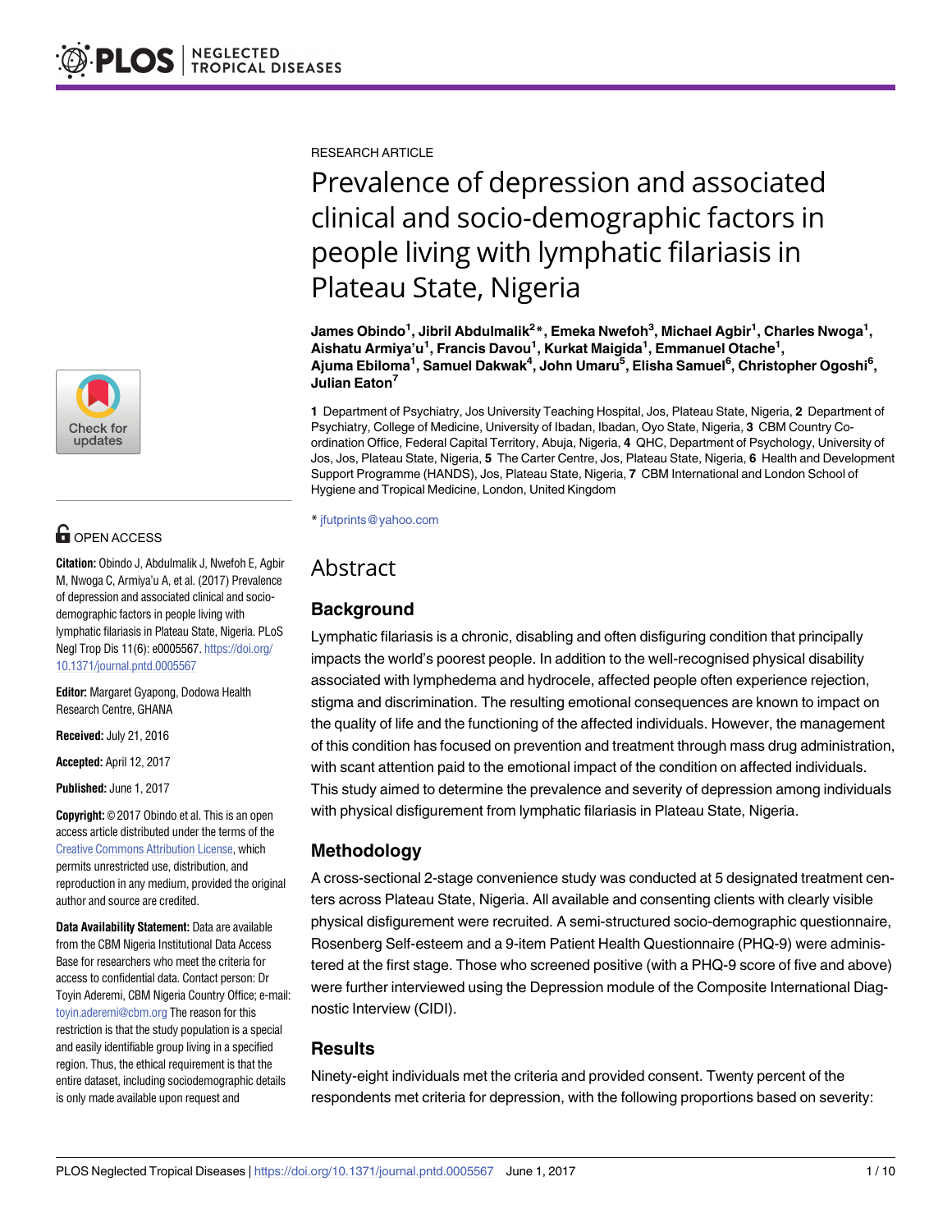RESEARCH ARTICLE

# Prevalence of depression and associated clinical and socio-demographic factors in people living with lymphatic filariasis in Plateau State, Nigeria

**James Obindo[1], Jibril Abdulmalik[2]*, Emeka Nwefoh[3], Michael Agbir[1], Charles Nwoga[1], Aishatu Armiya'u[1], Francis Davou[1], Kurkat Maigida[1], Emmanuel Otache[1], Ajuma Ebiloma[1], Samuel Dakwak[4], John Umaru[5], Elisha Samuel[6], Christopher Ogoshi[6], Julian Eaton[7]**

**1** Department of Psychiatry, Jos University Teaching Hospital, Jos, Plateau State, Nigeria, **2** Department of Psychiatry, College of Medicine, University of Ibadan, Ibadan, Oyo State, Nigeria, **3** CBM Country Co-ordination Office, Federal Capital Territory, Abuja, Nigeria, **4** QHC, Department of Psychology, University of Jos, Jos, Plateau State, Nigeria, **5** The Carter Centre, Jos, Plateau State, Nigeria, **6** Health and Development Support Programme (HANDS), Jos, Plateau State, Nigeria, **7** CBM International and London School of Hygiene and Tropical Medicine, London, United Kingdom

* jfutprints@yahoo.com

OPEN ACCESS

**Citation:** Obindo J, Abdulmalik J, Nwefoh E, Agbir M, Nwoga C, Armiya'u A, et al. (2017) Prevalence of depression and associated clinical and socio-demographic factors in people living with lymphatic filariasis in Plateau State, Nigeria. PLoS Negl Trop Dis 11(6): e0005567. https://doi.org/10.1371/journal.pntd.0005567

**Editor:** Margaret Gyapong, Dodowa Health Research Centre, GHANA

**Received:** July 21, 2016

**Accepted:** April 12, 2017

**Published:** June 1, 2017

**Copyright:** © 2017 Obindo et al. This is an open access article distributed under the terms of the Creative Commons Attribution License, which permits unrestricted use, distribution, and reproduction in any medium, provided the original author and source are credited.

**Data Availability Statement:** Data are available from the CBM Nigeria Institutional Data Access Base for researchers who meet the criteria for access to confidential data. Contact person: Dr Toyin Aderemi, CBM Nigeria Country Office; e-mail: toyin.aderemi@cbm.org The reason for this restriction is that the study population is a special and easily identifiable group living in a specified region. Thus, the ethical requirement is that the entire dataset, including sociodemographic details is only made available upon request and

## Abstract

### Background

Lymphatic filariasis is a chronic, disabling and often disfiguring condition that principally impacts the world's poorest people. In addition to the well-recognised physical disability associated with lymphedema and hydrocele, affected people often experience rejection, stigma and discrimination. The resulting emotional consequences are known to impact on the quality of life and the functioning of the affected individuals. However, the management of this condition has focused on prevention and treatment through mass drug administration, with scant attention paid to the emotional impact of the condition on affected individuals. This study aimed to determine the prevalence and severity of depression among individuals with physical disfigurement from lymphatic filariasis in Plateau State, Nigeria.

### Methodology

A cross-sectional 2-stage convenience study was conducted at 5 designated treatment centers across Plateau State, Nigeria. All available and consenting clients with clearly visible physical disfigurement were recruited. A semi-structured socio-demographic questionnaire, Rosenberg Self-esteem and a 9-item Patient Health Questionnaire (PHQ-9) were administered at the first stage. Those who screened positive (with a PHQ-9 score of five and above) were further interviewed using the Depression module of the Composite International Diagnostic Interview (CIDI).

### Results

Ninety-eight individuals met the criteria and provided consent. Twenty percent of the respondents met criteria for depression, with the following proportions based on severity: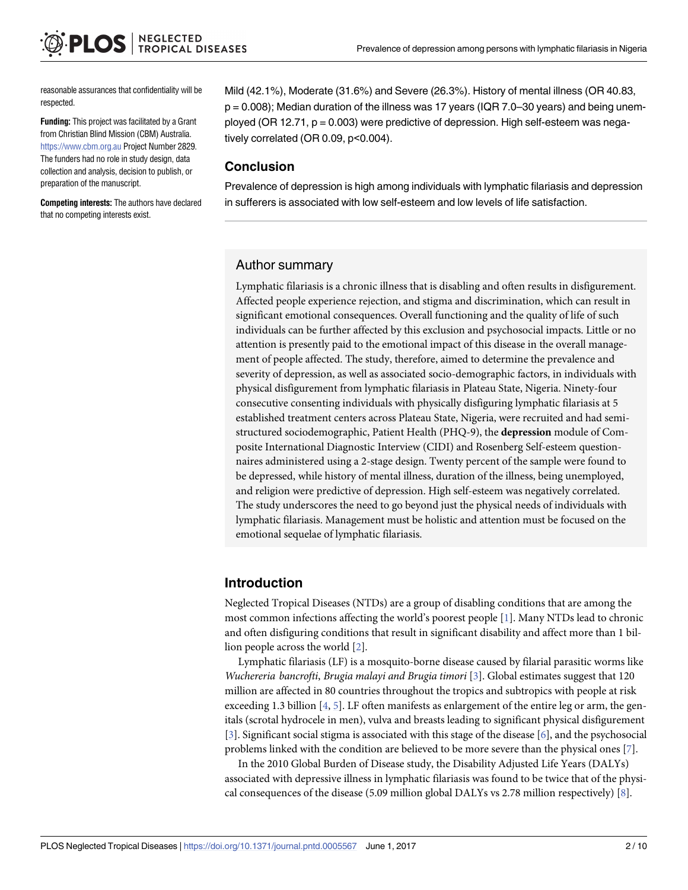reasonable assurances that confidentiality will be respected.

**Funding:** This project was facilitated by a Grant from Christian Blind Mission (CBM) Australia. https://www.cbm.org.au Project Number 2829. The funders had no role in study design, data collection and analysis, decision to publish, or preparation of the manuscript.

**Competing interests:** The authors have declared that no competing interests exist.

Mild (42.1%), Moderate (31.6%) and Severe (26.3%). History of mental illness (OR 40.83, p = 0.008); Median duration of the illness was 17 years (IQR 7.0–30 years) and being unemployed (OR 12.71, p = 0.003) were predictive of depression. High self-esteem was negatively correlated (OR 0.09, p<0.004).

## Conclusion

Prevalence of depression is high among individuals with lymphatic filariasis and depression in sufferers is associated with low self-esteem and low levels of life satisfaction.

## Author summary

Lymphatic filariasis is a chronic illness that is disabling and often results in disfigurement. Affected people experience rejection, and stigma and discrimination, which can result in significant emotional consequences. Overall functioning and the quality of life of such individuals can be further affected by this exclusion and psychosocial impacts. Little or no attention is presently paid to the emotional impact of this disease in the overall management of people affected. The study, therefore, aimed to determine the prevalence and severity of depression, as well as associated socio-demographic factors, in individuals with physical disfigurement from lymphatic filariasis in Plateau State, Nigeria. Ninety-four consecutive consenting individuals with physically disfiguring lymphatic filariasis at 5 established treatment centers across Plateau State, Nigeria, were recruited and had semi-structured sociodemographic, Patient Health (PHQ-9), the **depression** module of Composite International Diagnostic Interview (CIDI) and Rosenberg Self-esteem questionnaires administered using a 2-stage design. Twenty percent of the sample were found to be depressed, while history of mental illness, duration of the illness, being unemployed, and religion were predictive of depression. High self-esteem was negatively correlated. The study underscores the need to go beyond just the physical needs of individuals with lymphatic filariasis. Management must be holistic and attention must be focused on the emotional sequelae of lymphatic filariasis.

## Introduction

Neglected Tropical Diseases (NTDs) are a group of disabling conditions that are among the most common infections affecting the world's poorest people [1]. Many NTDs lead to chronic and often disfiguring conditions that result in significant disability and affect more than 1 billion people across the world [2].

Lymphatic filariasis (LF) is a mosquito-borne disease caused by filarial parasitic worms like *Wuchereria bancrofti*, *Brugia malayi and Brugia timori* [3]. Global estimates suggest that 120 million are affected in 80 countries throughout the tropics and subtropics with people at risk exceeding 1.3 billion [4, 5]. LF often manifests as enlargement of the entire leg or arm, the genitals (scrotal hydrocele in men), vulva and breasts leading to significant physical disfigurement [3]. Significant social stigma is associated with this stage of the disease [6], and the psychosocial problems linked with the condition are believed to be more severe than the physical ones [7].

In the 2010 Global Burden of Disease study, the Disability Adjusted Life Years (DALYs) associated with depressive illness in lymphatic filariasis was found to be twice that of the physical consequences of the disease (5.09 million global DALYs vs 2.78 million respectively) [8].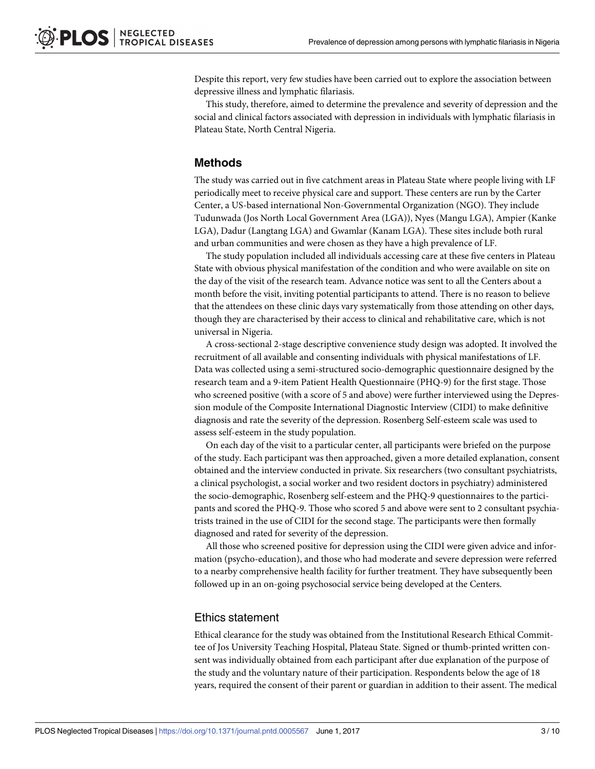Despite this report, very few studies have been carried out to explore the association between depressive illness and lymphatic filariasis.

This study, therefore, aimed to determine the prevalence and severity of depression and the social and clinical factors associated with depression in individuals with lymphatic filariasis in Plateau State, North Central Nigeria.

## Methods

The study was carried out in five catchment areas in Plateau State where people living with LF periodically meet to receive physical care and support. These centers are run by the Carter Center, a US-based international Non-Governmental Organization (NGO). They include Tudunwada (Jos North Local Government Area (LGA)), Nyes (Mangu LGA), Ampier (Kanke LGA), Dadur (Langtang LGA) and Gwamlar (Kanam LGA). These sites include both rural and urban communities and were chosen as they have a high prevalence of LF.

The study population included all individuals accessing care at these five centers in Plateau State with obvious physical manifestation of the condition and who were available on site on the day of the visit of the research team. Advance notice was sent to all the Centers about a month before the visit, inviting potential participants to attend. There is no reason to believe that the attendees on these clinic days vary systematically from those attending on other days, though they are characterised by their access to clinical and rehabilitative care, which is not universal in Nigeria.

A cross-sectional 2-stage descriptive convenience study design was adopted. It involved the recruitment of all available and consenting individuals with physical manifestations of LF. Data was collected using a semi-structured socio-demographic questionnaire designed by the research team and a 9-item Patient Health Questionnaire (PHQ-9) for the first stage. Those who screened positive (with a score of 5 and above) were further interviewed using the Depression module of the Composite International Diagnostic Interview (CIDI) to make definitive diagnosis and rate the severity of the depression. Rosenberg Self-esteem scale was used to assess self-esteem in the study population.

On each day of the visit to a particular center, all participants were briefed on the purpose of the study. Each participant was then approached, given a more detailed explanation, consent obtained and the interview conducted in private. Six researchers (two consultant psychiatrists, a clinical psychologist, a social worker and two resident doctors in psychiatry) administered the socio-demographic, Rosenberg self-esteem and the PHQ-9 questionnaires to the participants and scored the PHQ-9. Those who scored 5 and above were sent to 2 consultant psychiatrists trained in the use of CIDI for the second stage. The participants were then formally diagnosed and rated for severity of the depression.

All those who screened positive for depression using the CIDI were given advice and information (psycho-education), and those who had moderate and severe depression were referred to a nearby comprehensive health facility for further treatment. They have subsequently been followed up in an on-going psychosocial service being developed at the Centers.

### Ethics statement

Ethical clearance for the study was obtained from the Institutional Research Ethical Committee of Jos University Teaching Hospital, Plateau State. Signed or thumb-printed written consent was individually obtained from each participant after due explanation of the purpose of the study and the voluntary nature of their participation. Respondents below the age of 18 years, required the consent of their parent or guardian in addition to their assent. The medical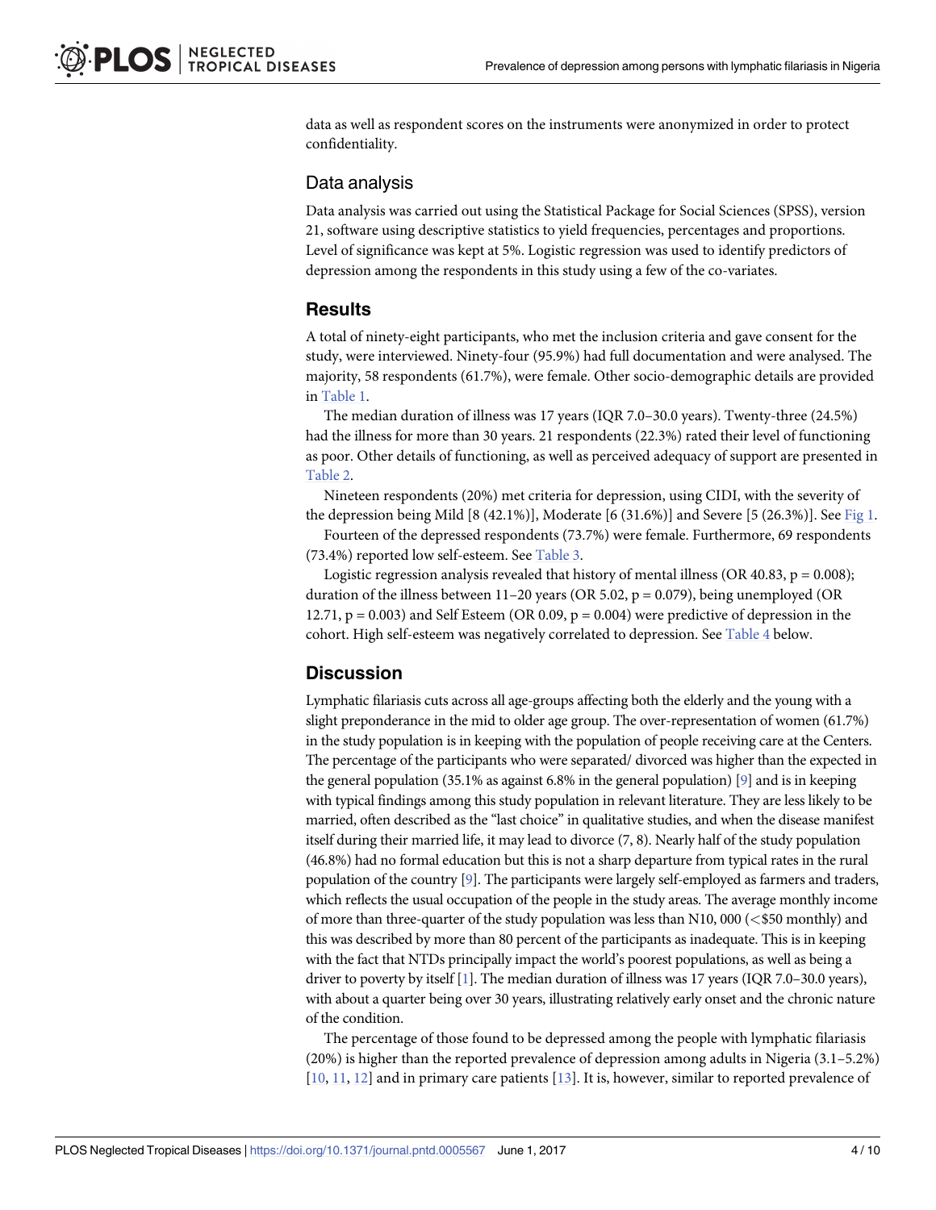data as well as respondent scores on the instruments were anonymized in order to protect confidentiality.

## Data analysis

Data analysis was carried out using the Statistical Package for Social Sciences (SPSS), version 21, software using descriptive statistics to yield frequencies, percentages and proportions. Level of significance was kept at 5%. Logistic regression was used to identify predictors of depression among the respondents in this study using a few of the co-variates.

# Results

A total of ninety-eight participants, who met the inclusion criteria and gave consent for the study, were interviewed. Ninety-four (95.9%) had full documentation and were analysed. The majority, 58 respondents (61.7%), were female. Other socio-demographic details are provided in Table 1.

The median duration of illness was 17 years (IQR 7.0–30.0 years). Twenty-three (24.5%) had the illness for more than 30 years. 21 respondents (22.3%) rated their level of functioning as poor. Other details of functioning, as well as perceived adequacy of support are presented in Table 2.

Nineteen respondents (20%) met criteria for depression, using CIDI, with the severity of the depression being Mild [8 (42.1%)], Moderate [6 (31.6%)] and Severe [5 (26.3%)]. See Fig 1.

Fourteen of the depressed respondents (73.7%) were female. Furthermore, 69 respondents (73.4%) reported low self-esteem. See Table 3.

Logistic regression analysis revealed that history of mental illness (OR 40.83, $p = 0.008$); duration of the illness between 11–20 years (OR 5.02, $p = 0.079$), being unemployed (OR 12.71, $p = 0.003$) and Self Esteem (OR 0.09, $p = 0.004$) were predictive of depression in the cohort. High self-esteem was negatively correlated to depression. See Table 4 below.

# Discussion

Lymphatic filariasis cuts across all age-groups affecting both the elderly and the young with a slight preponderance in the mid to older age group. The over-representation of women (61.7%) in the study population is in keeping with the population of people receiving care at the Centers. The percentage of the participants who were separated/ divorced was higher than the expected in the general population (35.1% as against 6.8% in the general population) [9] and is in keeping with typical findings among this study population in relevant literature. They are less likely to be married, often described as the "last choice" in qualitative studies, and when the disease manifest itself during their married life, it may lead to divorce (7, 8). Nearly half of the study population (46.8%) had no formal education but this is not a sharp departure from typical rates in the rural population of the country [9]. The participants were largely self-employed as farmers and traders, which reflects the usual occupation of the people in the study areas. The average monthly income of more than three-quarter of the study population was less than N10, 000 (<\$50 monthly) and this was described by more than 80 percent of the participants as inadequate. This is in keeping with the fact that NTDs principally impact the world's poorest populations, as well as being a driver to poverty by itself [1]. The median duration of illness was 17 years (IQR 7.0–30.0 years), with about a quarter being over 30 years, illustrating relatively early onset and the chronic nature of the condition.

The percentage of those found to be depressed among the people with lymphatic filariasis (20%) is higher than the reported prevalence of depression among adults in Nigeria (3.1–5.2%) [10, 11, 12] and in primary care patients [13]. It is, however, similar to reported prevalence of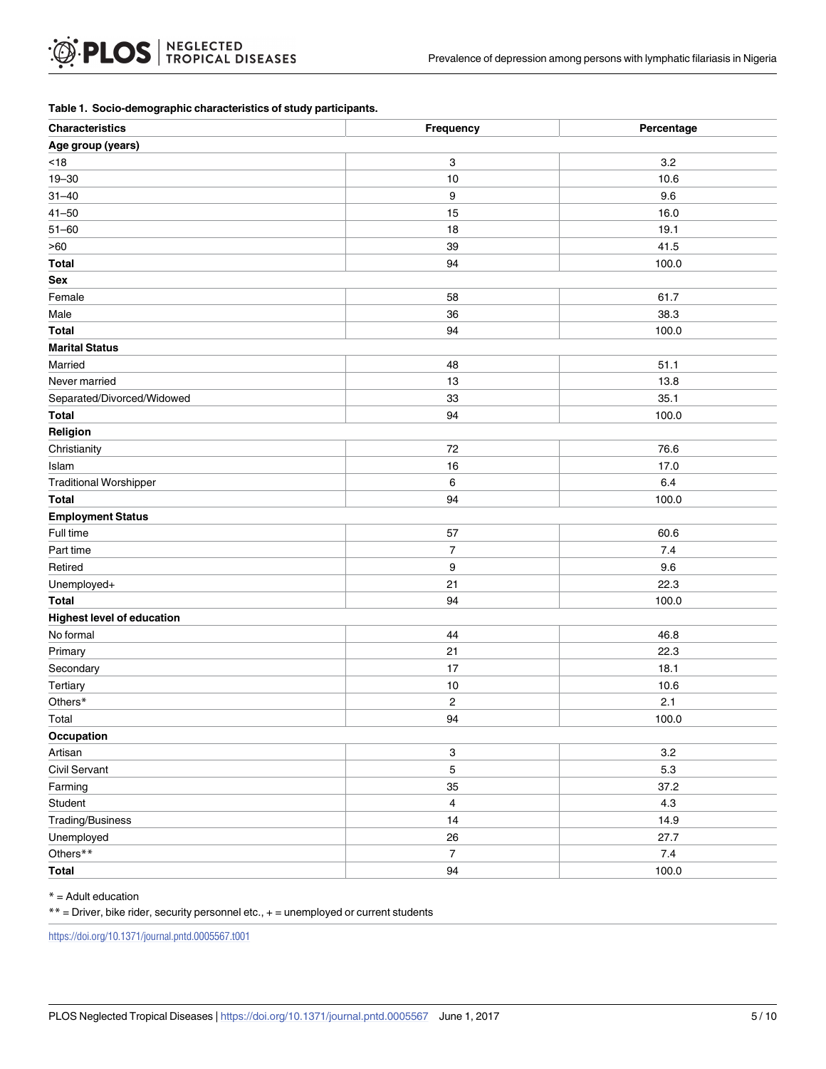**Table 1. Socio-demographic characteristics of study participants.**

| Characteristics | Frequency | Percentage |
|---|---|---|
| **Age group (years)** | | |
| <18 | 3 | 3.2 |
| 19–30 | 10 | 10.6 |
| 31–40 | 9 | 9.6 |
| 41–50 | 15 | 16.0 |
| 51–60 | 18 | 19.1 |
| >60 | 39 | 41.5 |
| **Total** | 94 | 100.0 |
| **Sex** | | |
| Female | 58 | 61.7 |
| Male | 36 | 38.3 |
| **Total** | 94 | 100.0 |
| **Marital Status** | | |
| Married | 48 | 51.1 |
| Never married | 13 | 13.8 |
| Separated/Divorced/Widowed | 33 | 35.1 |
| **Total** | 94 | 100.0 |
| **Religion** | | |
| Christianity | 72 | 76.6 |
| Islam | 16 | 17.0 |
| Traditional Worshipper | 6 | 6.4 |
| **Total** | 94 | 100.0 |
| **Employment Status** | | |
| Full time | 57 | 60.6 |
| Part time | 7 | 7.4 |
| Retired | 9 | 9.6 |
| Unemployed+ | 21 | 22.3 |
| **Total** | 94 | 100.0 |
| **Highest level of education** | | |
| No formal | 44 | 46.8 |
| Primary | 21 | 22.3 |
| Secondary | 17 | 18.1 |
| Tertiary | 10 | 10.6 |
| Others* | 2 | 2.1 |
| Total | 94 | 100.0 |
| **Occupation** | | |
| Artisan | 3 | 3.2 |
| Civil Servant | 5 | 5.3 |
| Farming | 35 | 37.2 |
| Student | 4 | 4.3 |
| Trading/Business | 14 | 14.9 |
| Unemployed | 26 | 27.7 |
| Others** | 7 | 7.4 |
| **Total** | 94 | 100.0 |

* = Adult education

** = Driver, bike rider, security personnel etc., + = unemployed or current students

https://doi.org/10.1371/journal.pntd.0005567.t001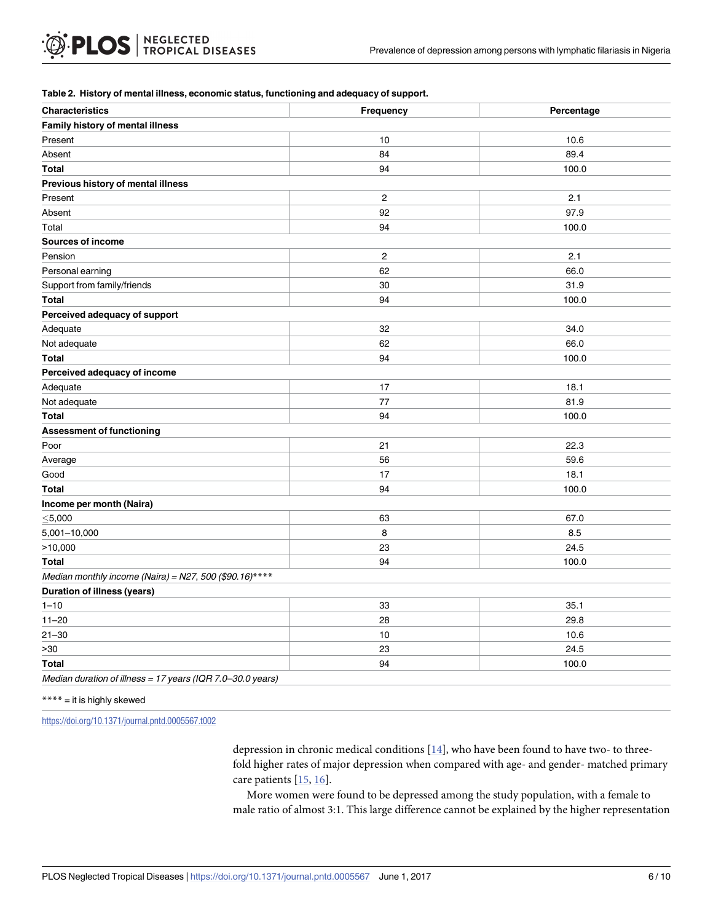**Table 2. History of mental illness, economic status, functioning and adequacy of support.**

| Characteristics | Frequency | Percentage |
|---|---|---|
| **Family history of mental illness** | | |
| Present | 10 | 10.6 |
| Absent | 84 | 89.4 |
| **Total** | 94 | 100.0 |
| **Previous history of mental illness** | | |
| Present | 2 | 2.1 |
| Absent | 92 | 97.9 |
| Total | 94 | 100.0 |
| **Sources of income** | | |
| Pension | 2 | 2.1 |
| Personal earning | 62 | 66.0 |
| Support from family/friends | 30 | 31.9 |
| **Total** | 94 | 100.0 |
| **Perceived adequacy of support** | | |
| Adequate | 32 | 34.0 |
| Not adequate | 62 | 66.0 |
| **Total** | 94 | 100.0 |
| **Perceived adequacy of income** | | |
| Adequate | 17 | 18.1 |
| Not adequate | 77 | 81.9 |
| **Total** | 94 | 100.0 |
| **Assessment of functioning** | | |
| Poor | 21 | 22.3 |
| Average | 56 | 59.6 |
| Good | 17 | 18.1 |
| **Total** | 94 | 100.0 |
| **Income per month (Naira)** | | |
| ≤5,000 | 63 | 67.0 |
| 5,001–10,000 | 8 | 8.5 |
| >10,000 | 23 | 24.5 |
| **Total** | 94 | 100.0 |
| *Median monthly income (Naira) = N27, 500 ($90.16)**** * | | |
| **Duration of illness (years)** | | |
| 1–10 | 33 | 35.1 |
| 11–20 | 28 | 29.8 |
| 21–30 | 10 | 10.6 |
| >30 | 23 | 24.5 |
| **Total** | 94 | 100.0 |
| *Median duration of illness = 17 years (IQR 7.0–30.0 years)* | | |

**** = it is highly skewed

https://doi.org/10.1371/journal.pntd.0005567.t002

depression in chronic medical conditions [14], who have been found to have two- to three-fold higher rates of major depression when compared with age- and gender- matched primary care patients [15, 16].

More women were found to be depressed among the study population, with a female to male ratio of almost 3:1. This large difference cannot be explained by the higher representation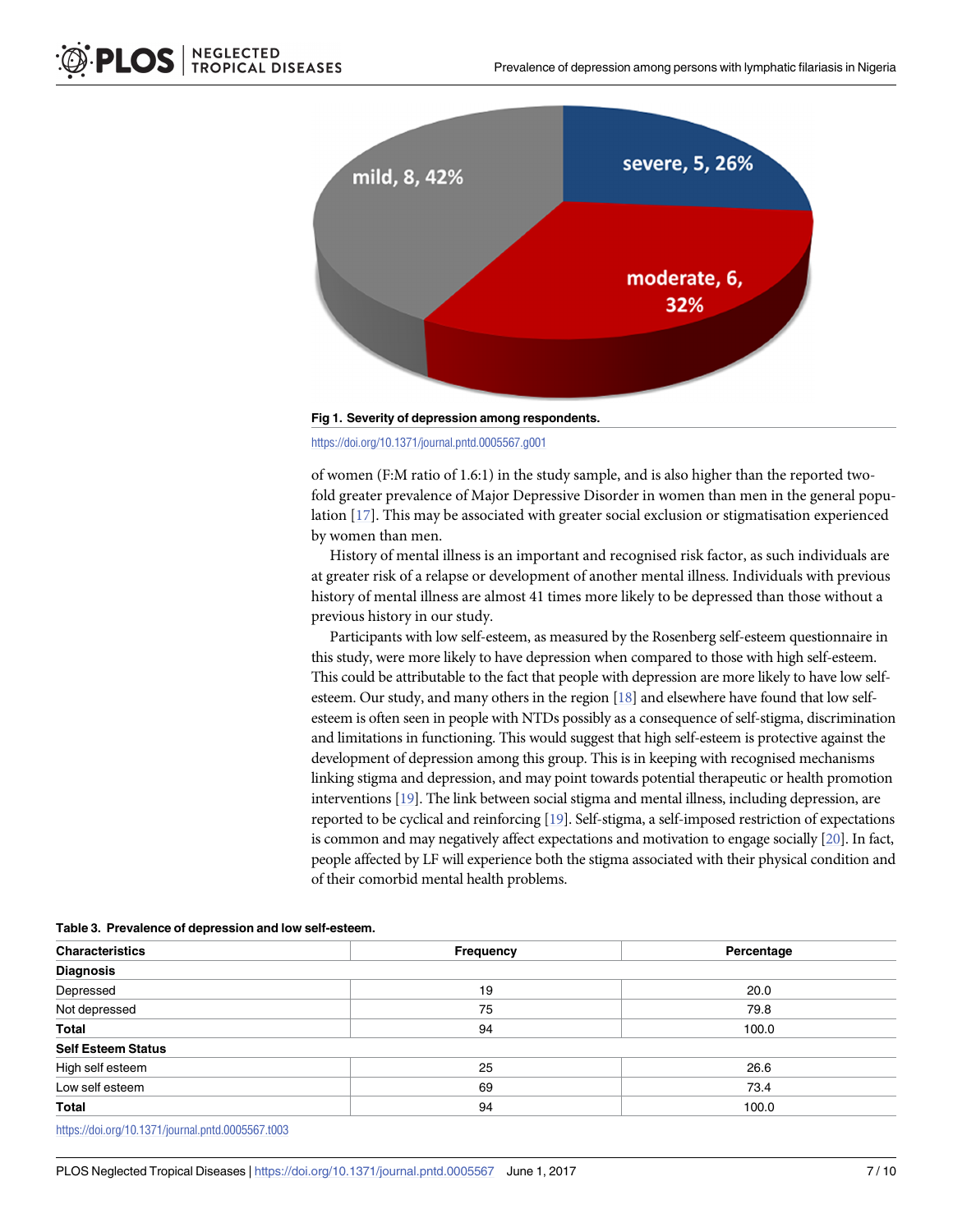Fig 1. Severity of depression among respondents.

https://doi.org/10.1371/journal.pntd.0005567.g001

of women (F:M ratio of 1.6:1) in the study sample, and is also higher than the reported two-fold greater prevalence of Major Depressive Disorder in women than men in the general population [17]. This may be associated with greater social exclusion or stigmatisation experienced by women than men.

History of mental illness is an important and recognised risk factor, as such individuals are at greater risk of a relapse or development of another mental illness. Individuals with previous history of mental illness are almost 41 times more likely to be depressed than those without a previous history in our study.

Participants with low self-esteem, as measured by the Rosenberg self-esteem questionnaire in this study, were more likely to have depression when compared to those with high self-esteem. This could be attributable to the fact that people with depression are more likely to have low self-esteem. Our study, and many others in the region [18] and elsewhere have found that low self-esteem is often seen in people with NTDs possibly as a consequence of self-stigma, discrimination and limitations in functioning. This would suggest that high self-esteem is protective against the development of depression among this group. This is in keeping with recognised mechanisms linking stigma and depression, and may point towards potential therapeutic or health promotion interventions [19]. The link between social stigma and mental illness, including depression, are reported to be cyclical and reinforcing [19]. Self-stigma, a self-imposed restriction of expectations is common and may negatively affect expectations and motivation to engage socially [20]. In fact, people affected by LF will experience both the stigma associated with their physical condition and of their comorbid mental health problems.

**Table 3. Prevalence of depression and low self-esteem.**

| Characteristics | Frequency | Percentage |
|---|---|---|
| **Diagnosis** | | |
| Depressed | 19 | 20.0 |
| Not depressed | 75 | 79.8 |
| **Total** | 94 | 100.0 |
| **Self Esteem Status** | | |
| High self esteem | 25 | 26.6 |
| Low self esteem | 69 | 73.4 |
| **Total** | 94 | 100.0 |

https://doi.org/10.1371/journal.pntd.0005567.t003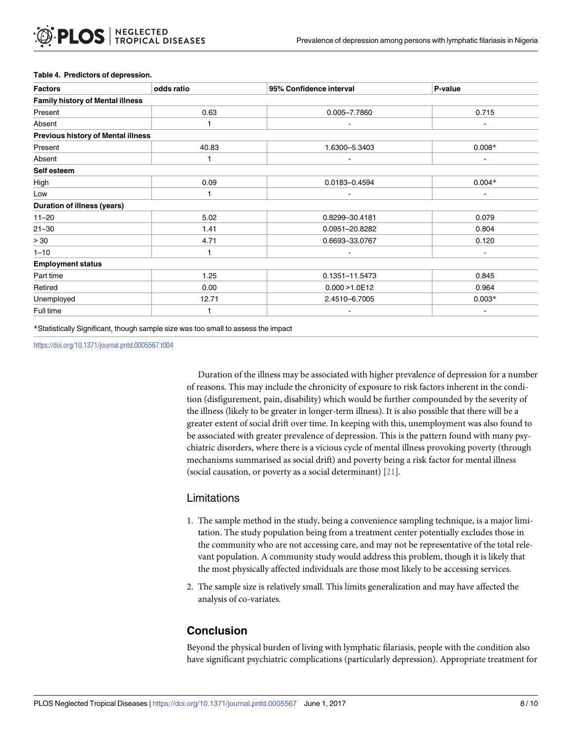**Table 4. Predictors of depression.**

| Factors | odds ratio | 95% Confidence interval | P-value |
|---|---|---|---|
| **Family history of Mental illness** | | | |
| Present | 0.63 | 0.005–7.7860 | 0.715 |
| Absent | 1 | - | - |
| **Previous history of Mental illness** | | | |
| Present | 40.83 | 1.6300–5.3403 | 0.008* |
| Absent | 1 | - | - |
| **Self esteem** | | | |
| High | 0.09 | 0.0183–0.4594 | 0.004* |
| Low | 1 | - | - |
| **Duration of illness (years)** | | | |
| 11–20 | 5.02 | 0.8299–30.4181 | 0.079 |
| 21–30 | 1.41 | 0.0951–20.8282 | 0.804 |
| > 30 | 4.71 | 0.6693–33.0767 | 0.120 |
| 1–10 | 1 | - | - |
| **Employment status** | | | |
| Part time | 1.25 | 0.1351–11.5473 | 0.845 |
| Retired | 0.00 | 0.000 >1.0E12 | 0.964 |
| Unemployed | 12.71 | 2.4510–6.7005 | 0.003* |
| Full time | 1 | - | - |

*Statistically Significant, though sample size was too small to assess the impact

https://doi.org/10.1371/journal.pntd.0005567.t004

Duration of the illness may be associated with higher prevalence of depression for a number of reasons. This may include the chronicity of exposure to risk factors inherent in the condition (disfigurement, pain, disability) which would be further compounded by the severity of the illness (likely to be greater in longer-term illness). It is also possible that there will be a greater extent of social drift over time. In keeping with this, unemployment was also found to be associated with greater prevalence of depression. This is the pattern found with many psychiatric disorders, where there is a vicious cycle of mental illness provoking poverty (through mechanisms summarised as social drift) and poverty being a risk factor for mental illness (social causation, or poverty as a social determinant) [21].

### Limitations

1. The sample method in the study, being a convenience sampling technique, is a major limitation. The study population being from a treatment center potentially excludes those in the community who are not accessing care, and may not be representative of the total relevant population. A community study would address this problem, though it is likely that the most physically affected individuals are those most likely to be accessing services.
2. The sample size is relatively small. This limits generalization and may have affected the analysis of co-variates.

## Conclusion

Beyond the physical burden of living with lymphatic filariasis, people with the condition also have significant psychiatric complications (particularly depression). Appropriate treatment for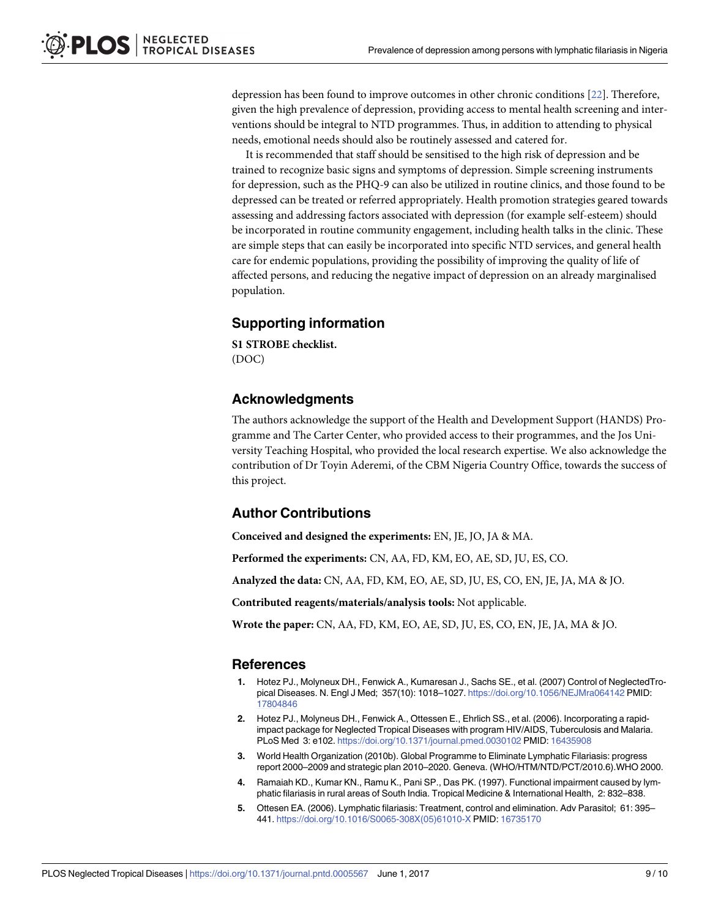depression has been found to improve outcomes in other chronic conditions [22]. Therefore, given the high prevalence of depression, providing access to mental health screening and interventions should be integral to NTD programmes. Thus, in addition to attending to physical needs, emotional needs should also be routinely assessed and catered for.

It is recommended that staff should be sensitised to the high risk of depression and be trained to recognize basic signs and symptoms of depression. Simple screening instruments for depression, such as the PHQ-9 can also be utilized in routine clinics, and those found to be depressed can be treated or referred appropriately. Health promotion strategies geared towards assessing and addressing factors associated with depression (for example self-esteem) should be incorporated in routine community engagement, including health talks in the clinic. These are simple steps that can easily be incorporated into specific NTD services, and general health care for endemic populations, providing the possibility of improving the quality of life of affected persons, and reducing the negative impact of depression on an already marginalised population.

## Supporting information

**S1 STROBE checklist.**
(DOC)

## Acknowledgments

The authors acknowledge the support of the Health and Development Support (HANDS) Programme and The Carter Center, who provided access to their programmes, and the Jos University Teaching Hospital, who provided the local research expertise. We also acknowledge the contribution of Dr Toyin Aderemi, of the CBM Nigeria Country Office, towards the success of this project.

## Author Contributions

**Conceived and designed the experiments:** EN, JE, JO, JA & MA.

**Performed the experiments:** CN, AA, FD, KM, EO, AE, SD, JU, ES, CO.

**Analyzed the data:** CN, AA, FD, KM, EO, AE, SD, JU, ES, CO, EN, JE, JA, MA & JO.

**Contributed reagents/materials/analysis tools:** Not applicable.

**Wrote the paper:** CN, AA, FD, KM, EO, AE, SD, JU, ES, CO, EN, JE, JA, MA & JO.

## References

1. Hotez PJ., Molyneux DH., Fenwick A., Kumaresan J., Sachs SE., et al. (2007) Control of NeglectedTropical Diseases. N. Engl J Med; 357(10): 1018–1027. https://doi.org/10.1056/NEJMra064142 PMID: 17804846
2. Hotez PJ., Molyneus DH., Fenwick A., Ottessen E., Ehrlich SS., et al. (2006). Incorporating a rapid-impact package for Neglected Tropical Diseases with program HIV/AIDS, Tuberculosis and Malaria. PLoS Med 3: e102. https://doi.org/10.1371/journal.pmed.0030102 PMID: 16435908
3. World Health Organization (2010b). Global Programme to Eliminate Lymphatic Filariasis: progress report 2000–2009 and strategic plan 2010–2020. Geneva. (WHO/HTM/NTD/PCT/2010.6).WHO 2000.
4. Ramaiah KD., Kumar KN., Ramu K., Pani SP., Das PK. (1997). Functional impairment caused by lymphatic filariasis in rural areas of South India. Tropical Medicine & International Health, 2: 832–838.
5. Ottesen EA. (2006). Lymphatic filariasis: Treatment, control and elimination. Adv Parasitol; 61: 395–441. https://doi.org/10.1016/S0065-308X(05)61010-X PMID: 16735170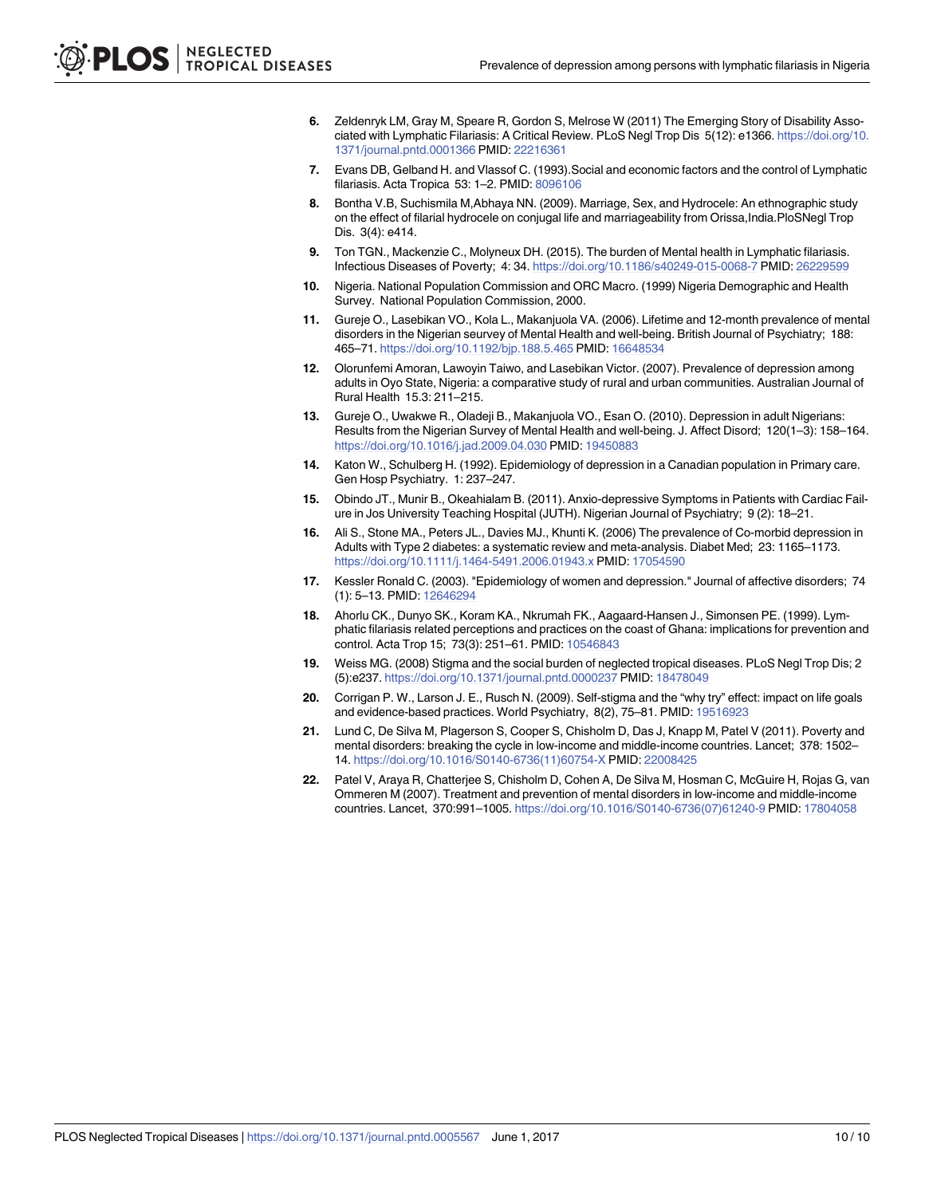6. Zeldenryk LM, Gray M, Speare R, Gordon S, Melrose W (2011) The Emerging Story of Disability Associated with Lymphatic Filariasis: A Critical Review. PLoS Negl Trop Dis 5(12): e1366. https://doi.org/10.1371/journal.pntd.0001366 PMID: 22216361
7. Evans DB, Gelband H. and Vlassof C. (1993).Social and economic factors and the control of Lymphatic filariasis. Acta Tropica 53: 1–2. PMID: 8096106
8. Bontha V.B, Suchismila M,Abhaya NN. (2009). Marriage, Sex, and Hydrocele: An ethnographic study on the effect of filarial hydrocele on conjugal life and marriageability from Orissa,India.PloSNegl Trop Dis. 3(4): e414.
9. Ton TGN., Mackenzie C., Molyneux DH. (2015). The burden of Mental health in Lymphatic filariasis. Infectious Diseases of Poverty; 4: 34. https://doi.org/10.1186/s40249-015-0068-7 PMID: 26229599
10. Nigeria. National Population Commission and ORC Macro. (1999) Nigeria Demographic and Health Survey. National Population Commission, 2000.
11. Gureje O., Lasebikan VO., Kola L., Makanjuola VA. (2006). Lifetime and 12-month prevalence of mental disorders in the Nigerian seurvey of Mental Health and well-being. British Journal of Psychiatry; 188: 465–71. https://doi.org/10.1192/bjp.188.5.465 PMID: 16648534
12. Olorunfemi Amoran, Lawoyin Taiwo, and Lasebikan Victor. (2007). Prevalence of depression among adults in Oyo State, Nigeria: a comparative study of rural and urban communities. Australian Journal of Rural Health 15.3: 211–215.
13. Gureje O., Uwakwe R., Oladeji B., Makanjuola VO., Esan O. (2010). Depression in adult Nigerians: Results from the Nigerian Survey of Mental Health and well-being. J. Affect Disord; 120(1–3): 158–164. https://doi.org/10.1016/j.jad.2009.04.030 PMID: 19450883
14. Katon W., Schulberg H. (1992). Epidemiology of depression in a Canadian population in Primary care. Gen Hosp Psychiatry. 1: 237–247.
15. Obindo JT., Munir B., Okeahialam B. (2011). Anxio-depressive Symptoms in Patients with Cardiac Failure in Jos University Teaching Hospital (JUTH). Nigerian Journal of Psychiatry; 9 (2): 18–21.
16. Ali S., Stone MA., Peters JL., Davies MJ., Khunti K. (2006) The prevalence of Co-morbid depression in Adults with Type 2 diabetes: a systematic review and meta-analysis. Diabet Med; 23: 1165–1173. https://doi.org/10.1111/j.1464-5491.2006.01943.x PMID: 17054590
17. Kessler Ronald C. (2003). "Epidemiology of women and depression." Journal of affective disorders; 74 (1): 5–13. PMID: 12646294
18. Ahorlu CK., Dunyo SK., Koram KA., Nkrumah FK., Aagaard-Hansen J., Simonsen PE. (1999). Lymphatic filariasis related perceptions and practices on the coast of Ghana: implications for prevention and control. Acta Trop 15; 73(3): 251–61. PMID: 10546843
19. Weiss MG. (2008) Stigma and the social burden of neglected tropical diseases. PLoS Negl Trop Dis; 2 (5):e237. https://doi.org/10.1371/journal.pntd.0000237 PMID: 18478049
20. Corrigan P. W., Larson J. E., Rusch N. (2009). Self-stigma and the "why try" effect: impact on life goals and evidence-based practices. World Psychiatry, 8(2), 75–81. PMID: 19516923
21. Lund C, De Silva M, Plagerson S, Cooper S, Chisholm D, Das J, Knapp M, Patel V (2011). Poverty and mental disorders: breaking the cycle in low-income and middle-income countries. Lancet; 378: 1502–14. https://doi.org/10.1016/S0140-6736(11)60754-X PMID: 22008425
22. Patel V, Araya R, Chatterjee S, Chisholm D, Cohen A, De Silva M, Hosman C, McGuire H, Rojas G, van Ommeren M (2007). Treatment and prevention of mental disorders in low-income and middle-income countries. Lancet, 370:991–1005. https://doi.org/10.1016/S0140-6736(07)61240-9 PMID: 17804058